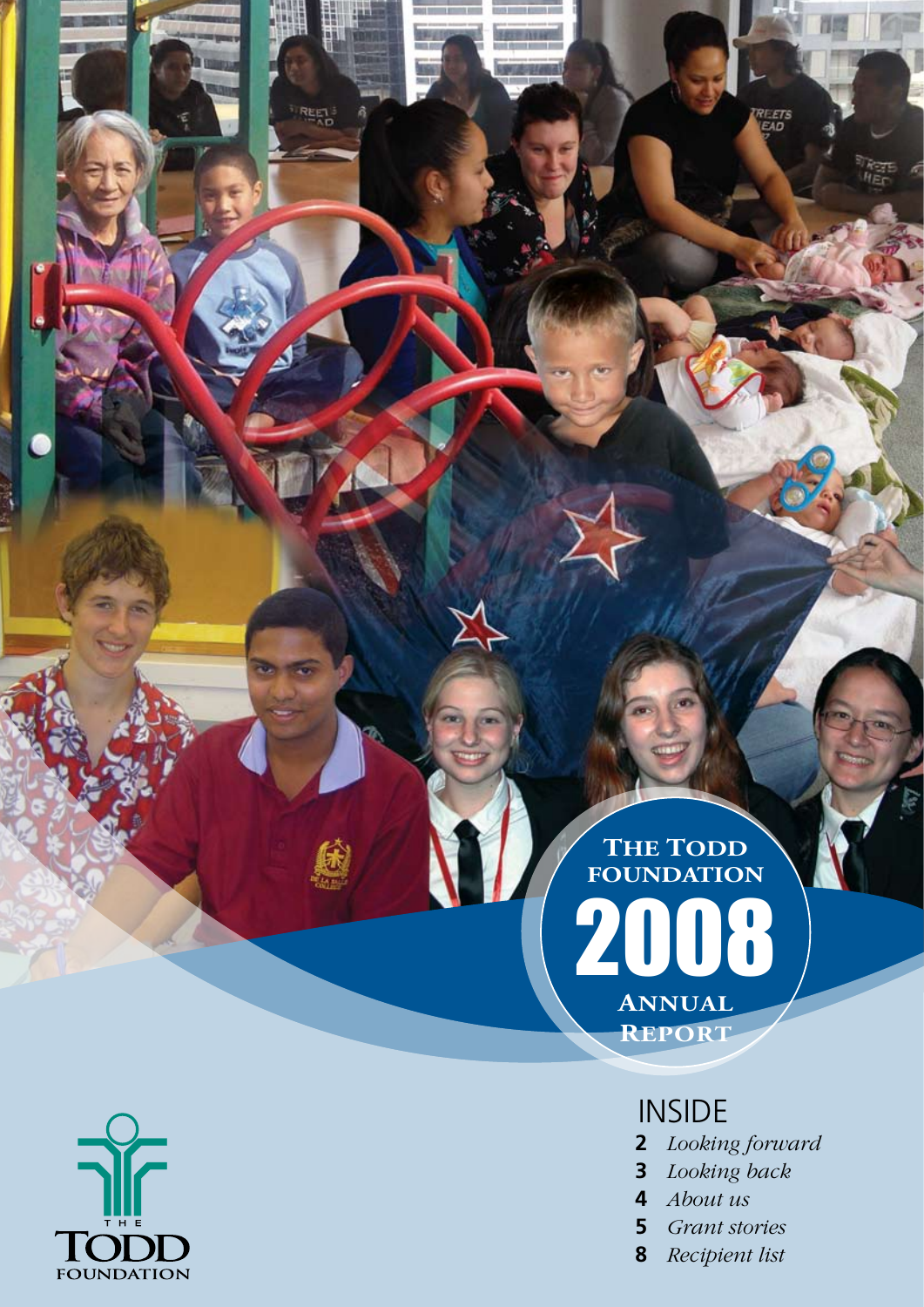# The Todd Foundation 2008 Annual Report

## INSIDE

- **2** *Looking forward*
- **3** *Looking back*
- **4** *About us*
- **5** *Grant stories*
- **8** *Recipient list*

THE TODD FOUNDATION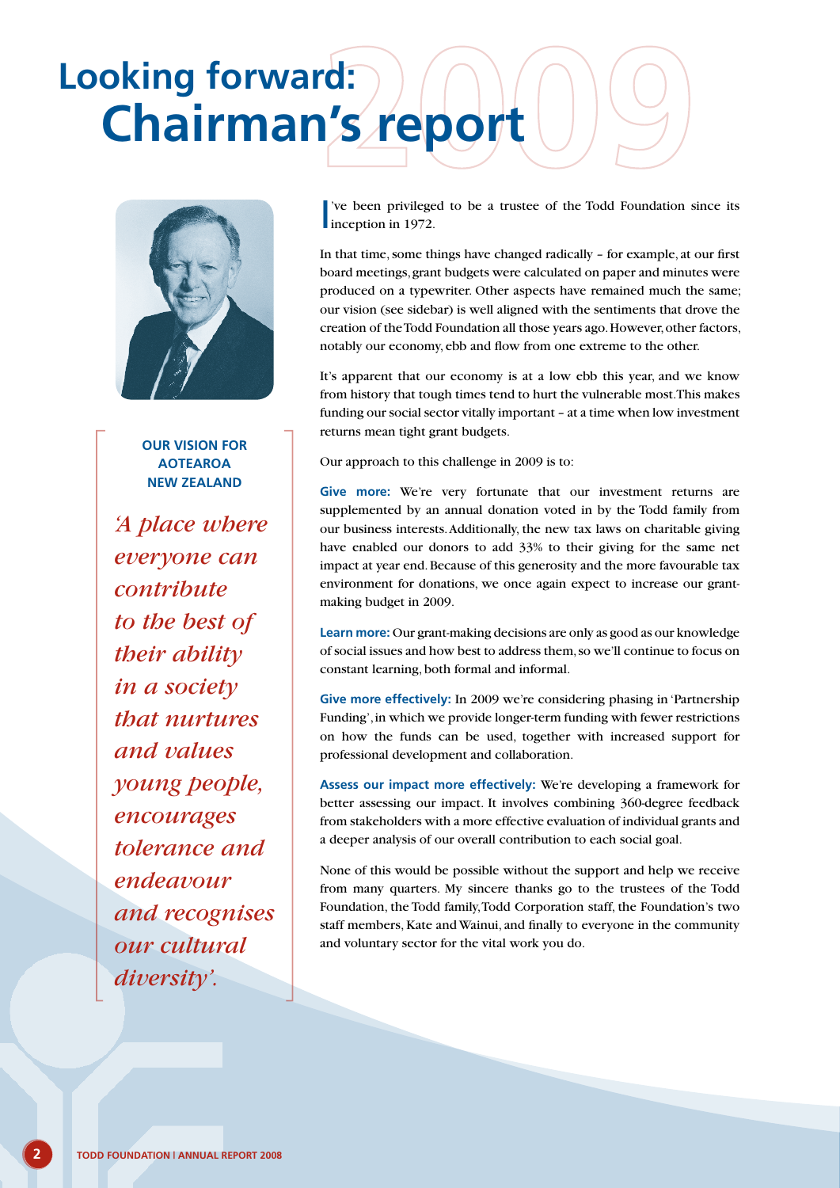# Looking forward: Chairman's report

2009

### OUR VISION FOR AOTEAROA NEW ZEALAND

*'A place where everyone can contribute to the best of their ability in a society that nurtures and values young people, encourages tolerance and endeavour and recognises our cultural diversity'.*

I've been privileged to be a trustee of the Todd Foundation since its inception in 1972.

In that time, some things have changed radically – for example, at our first board meetings, grant budgets were calculated on paper and minutes were produced on a typewriter. Other aspects have remained much the same; our vision (see sidebar) is well aligned with the sentiments that drove the creation of the Todd Foundation all those years ago. However, other factors, notably our economy, ebb and flow from one extreme to the other.

It's apparent that our economy is at a low ebb this year, and we know from history that tough times tend to hurt the vulnerable most. This makes funding our social sector vitally important – at a time when low investment returns mean tight grant budgets.

Our approach to this challenge in 2009 is to:

**Give more:** We're very fortunate that our investment returns are supplemented by an annual donation voted in by the Todd family from our business interests. Additionally, the new tax laws on charitable giving have enabled our donors to add 33% to their giving for the same net impact at year end. Because of this generosity and the more favourable tax environment for donations, we once again expect to increase our grant-making budget in 2009.

**Learn more:** Our grant-making decisions are only as good as our knowledge of social issues and how best to address them, so we'll continue to focus on constant learning, both formal and informal.

**Give more effectively:** In 2009 we're considering phasing in 'Partnership Funding', in which we provide longer-term funding with fewer restrictions on how the funds can be used, together with increased support for professional development and collaboration.

**Assess our impact more effectively:** We're developing a framework for better assessing our impact. It involves combining 360-degree feedback from stakeholders with a more effective evaluation of individual grants and a deeper analysis of our overall contribution to each social goal.

None of this would be possible without the support and help we receive from many quarters. My sincere thanks go to the trustees of the Todd Foundation, the Todd family, Todd Corporation staff, the Foundation's two staff members, Kate and Wainui, and finally to everyone in the community and voluntary sector for the vital work you do.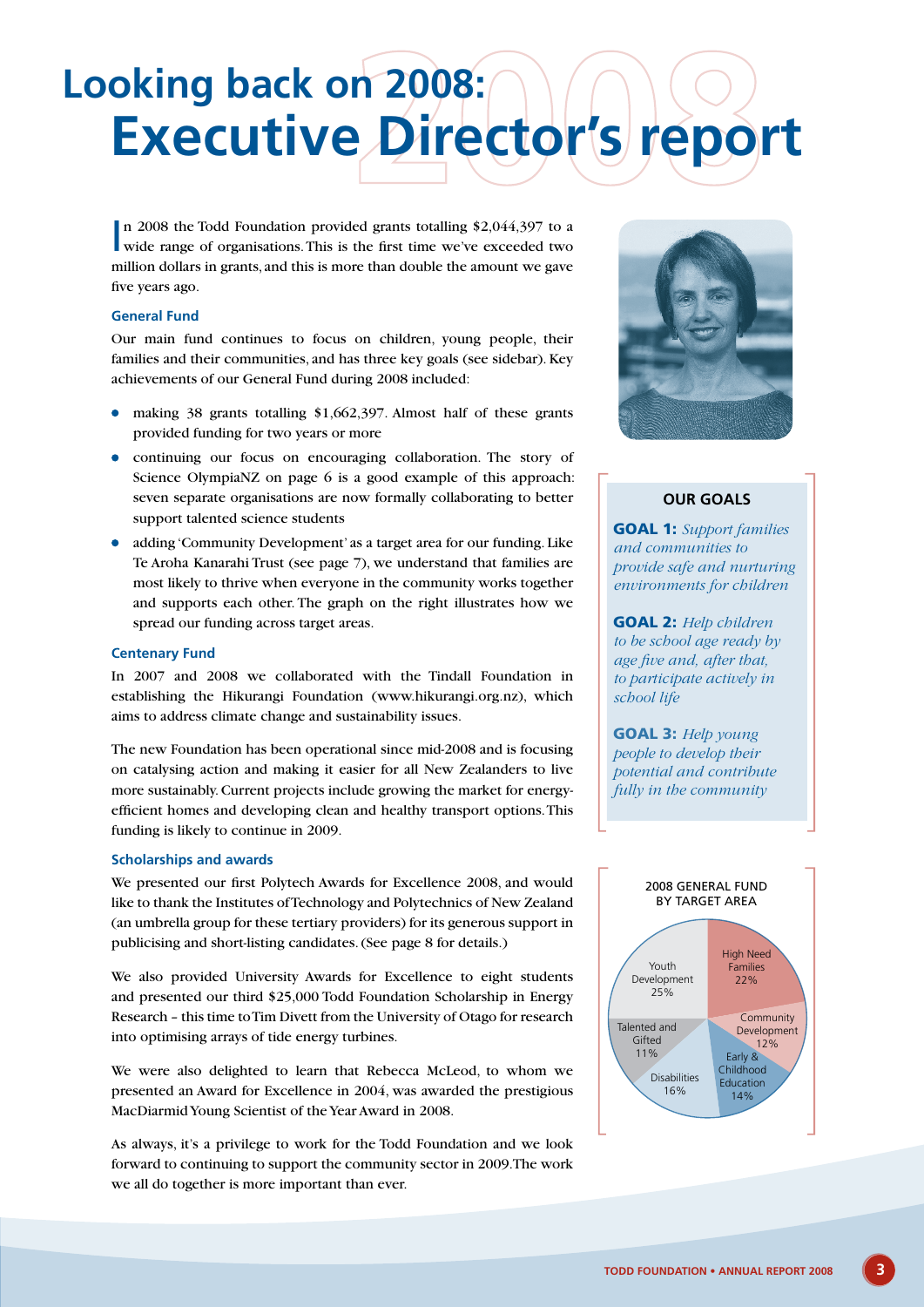// Title heading
# Looking back on 2008: Executive Director's report

In 2008 the Todd Foundation provided grants totalling $2,044,397 to a wide range of organisations. This is the first time we've exceeded two million dollars in grants, and this is more than double the amount we gave five years ago.

### General Fund

Our main fund continues to focus on children, young people, their families and their communities, and has three key goals (see sidebar). Key achievements of our General Fund during 2008 included:

- making 38 grants totalling $1,662,397. Almost half of these grants provided funding for two years or more
- continuing our focus on encouraging collaboration. The story of Science OlympiaNZ on page 6 is a good example of this approach: seven separate organisations are now formally collaborating to better support talented science students
- adding 'Community Development' as a target area for our funding. Like Te Aroha Kanarahi Trust (see page 7), we understand that families are most likely to thrive when everyone in the community works together and supports each other. The graph on the right illustrates how we spread our funding across target areas.

### Centenary Fund

In 2007 and 2008 we collaborated with the Tindall Foundation in establishing the Hikurangi Foundation (www.hikurangi.org.nz), which aims to address climate change and sustainability issues.

The new Foundation has been operational since mid-2008 and is focusing on catalysing action and making it easier for all New Zealanders to live more sustainably. Current projects include growing the market for energy-efficient homes and developing clean and healthy transport options. This funding is likely to continue in 2009.

### Scholarships and awards

We presented our first Polytech Awards for Excellence 2008, and would like to thank the Institutes of Technology and Polytechnics of New Zealand (an umbrella group for these tertiary providers) for its generous support in publicising and short-listing candidates. (See page 8 for details.)

We also provided University Awards for Excellence to eight students and presented our third $25,000 Todd Foundation Scholarship in Energy Research – this time to Tim Divett from the University of Otago for research into optimising arrays of tide energy turbines.

We were also delighted to learn that Rebecca McLeod, to whom we presented an Award for Excellence in 2004, was awarded the prestigious MacDiarmid Young Scientist of the Year Award in 2008.

As always, it's a privilege to work for the Todd Foundation and we look forward to continuing to support the community sector in 2009. The work we all do together is more important than ever.

### OUR GOALS

**GOAL 1:** *Support families and communities to provide safe and nurturing environments for children*

**GOAL 2:** *Help children to be school age ready by age five and, after that, to participate actively in school life*

**GOAL 3:** *Help young people to develop their potential and contribute fully in the community*

### 2008 GENERAL FUND BY TARGET AREA

| Target area | Share |
|---|---|
| High Need Families | 22% |
| Community Development | 12% |
| Early & Childhood Education | 14% |
| Disabilities | 16% |
| Talented and Gifted | 11% |
| Youth Development | 25% |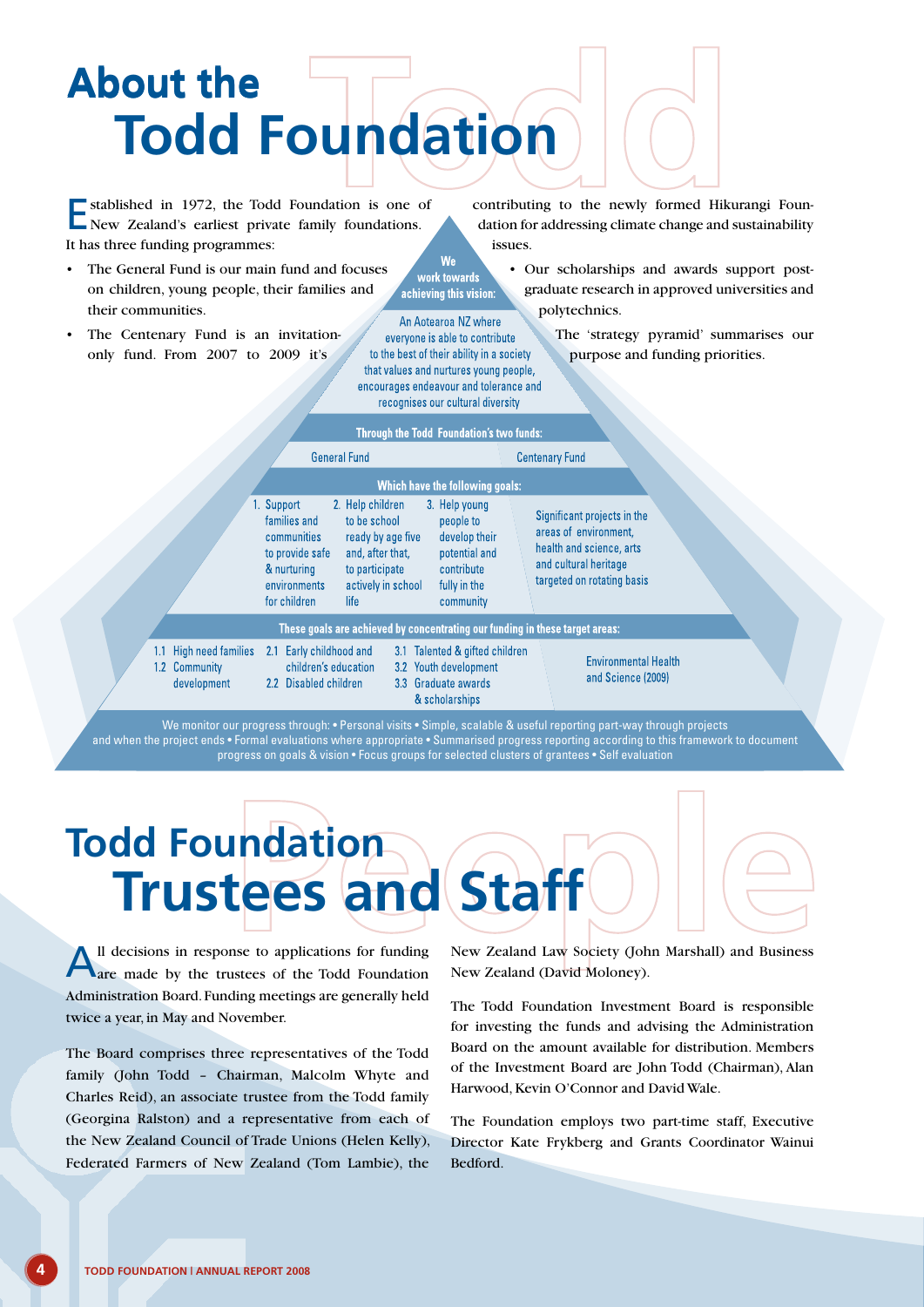# About the Todd Foundation

Established in 1972, the Todd Foundation is one of New Zealand's earliest private family foundations. It has three funding programmes:

- The General Fund is our main fund and focuses on children, young people, their families and their communities.
- The Centenary Fund is an invitation-only fund. From 2007 to 2009 it's contributing to the newly formed Hikurangi Foundation for addressing climate change and sustainability issues.
- Our scholarships and awards support post-graduate research in approved universities and polytechnics.

The 'strategy pyramid' summarises our purpose and funding priorities.

**We work towards achieving this vision:**

An Aotearoa NZ where everyone is able to contribute to the best of their ability in a society that values and nurtures young people, encourages endeavour and tolerance and recognises our cultural diversity

**Through the Todd Foundation's two funds:**

| General Fund | | | Centenary Fund |
|---|---|---|---|
| **Which have the following goals:** | | | |
| 1. Support families and communities to provide safe & nurturing environments for children | 2. Help children to be school ready by age five and, after that, to participate actively in school life | 3. Help young people to develop their potential and contribute fully in the community | Significant projects in the areas of environment, health and science, arts and cultural heritage targeted on rotating basis |
| **These goals are achieved by concentrating our funding in these target areas:** | | | |
| 1.1 High need families<br>1.2 Community development | 2.1 Early childhood and children's education<br>2.2 Disabled children | 3.1 Talented & gifted children<br>3.2 Youth development<br>3.3 Graduate awards & scholarships | Environmental Health and Science (2009) |

We monitor our progress through: • Personal visits • Simple, scalable & useful reporting part-way through projects and when the project ends • Formal evaluations where appropriate • Summarised progress reporting according to this framework to document progress on goals & vision • Focus groups for selected clusters of grantees • Self evaluation

# Todd Foundation Trustees and Staff

All decisions in response to applications for funding are made by the trustees of the Todd Foundation Administration Board. Funding meetings are generally held twice a year, in May and November.

The Board comprises three representatives of the Todd family (John Todd – Chairman, Malcolm Whyte and Charles Reid), an associate trustee from the Todd family (Georgina Ralston) and a representative from each of the New Zealand Council of Trade Unions (Helen Kelly), Federated Farmers of New Zealand (Tom Lambie), the New Zealand Law Society (John Marshall) and Business New Zealand (David Moloney).

The Todd Foundation Investment Board is responsible for investing the funds and advising the Administration Board on the amount available for distribution. Members of the Investment Board are John Todd (Chairman), Alan Harwood, Kevin O'Connor and David Wale.

The Foundation employs two part-time staff, Executive Director Kate Frykberg and Grants Coordinator Wainui Bedford.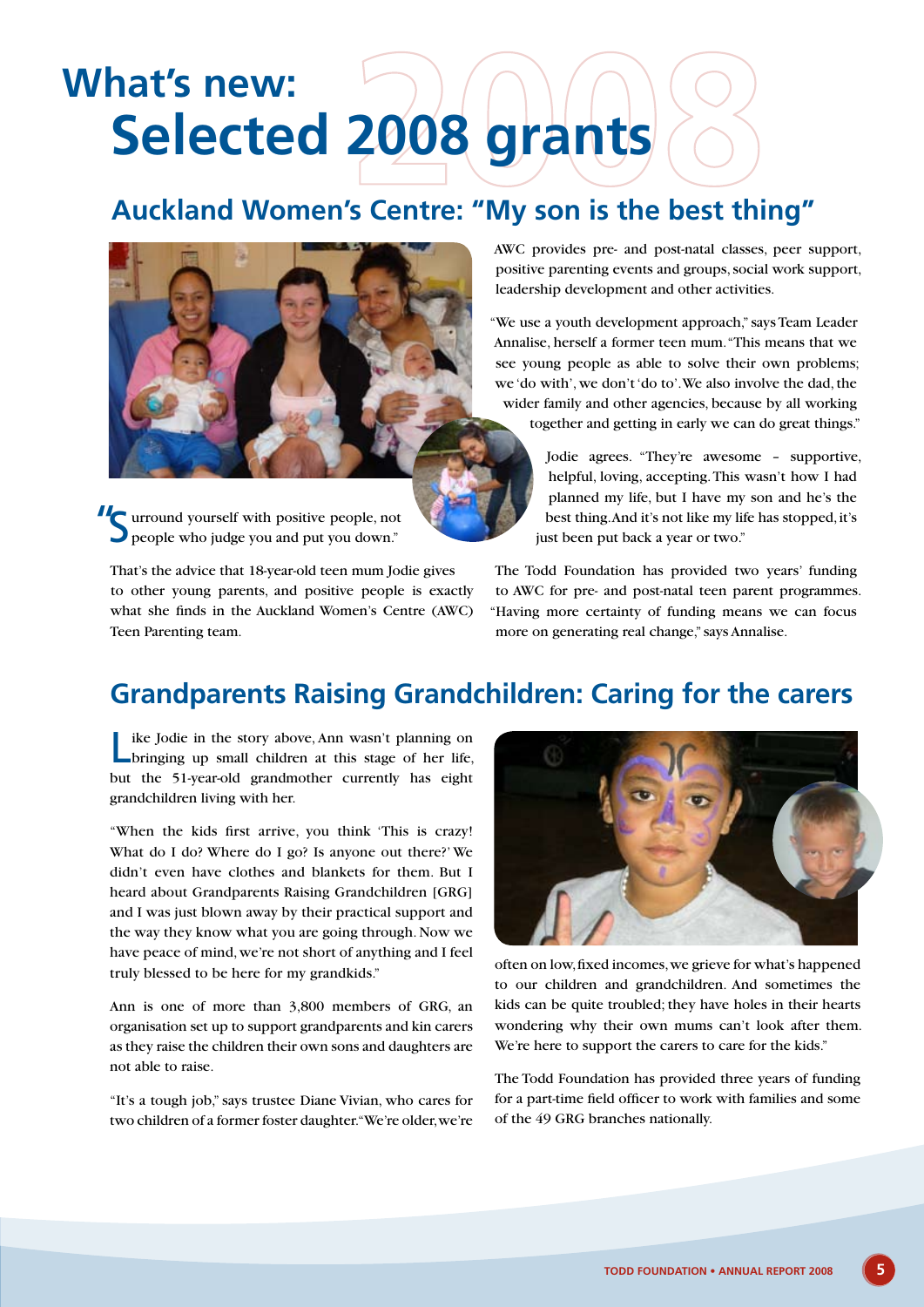# What's new: Selected 2008 grants

## Auckland Women's Centre: "My son is the best thing"

"Surround yourself with positive people, not people who judge you and put you down."

That's the advice that 18-year-old teen mum Jodie gives to other young parents, and positive people is exactly what she finds in the Auckland Women's Centre (AWC) Teen Parenting team.

AWC provides pre- and post-natal classes, peer support, positive parenting events and groups, social work support, leadership development and other activities.

"We use a youth development approach," says Team Leader Annalise, herself a former teen mum. "This means that we see young people as able to solve their own problems; we 'do with', we don't 'do to'. We also involve the dad, the wider family and other agencies, because by all working together and getting in early we can do great things."

Jodie agrees. "They're awesome – supportive, helpful, loving, accepting. This wasn't how I had planned my life, but I have my son and he's the best thing. And it's not like my life has stopped, it's just been put back a year or two."

The Todd Foundation has provided two years' funding to AWC for pre- and post-natal teen parent programmes. "Having more certainty of funding means we can focus more on generating real change," says Annalise.

## Grandparents Raising Grandchildren: Caring for the carers

Like Jodie in the story above, Ann wasn't planning on bringing up small children at this stage of her life, but the 51-year-old grandmother currently has eight grandchildren living with her.

"When the kids first arrive, you think 'This is crazy! What do I do? Where do I go? Is anyone out there?' We didn't even have clothes and blankets for them. But I heard about Grandparents Raising Grandchildren [GRG] and I was just blown away by their practical support and the way they know what you are going through. Now we have peace of mind, we're not short of anything and I feel truly blessed to be here for my grandkids."

Ann is one of more than 3,800 members of GRG, an organisation set up to support grandparents and kin carers as they raise the children their own sons and daughters are not able to raise.

"It's a tough job," says trustee Diane Vivian, who cares for two children of a former foster daughter. "We're older, we're often on low, fixed incomes, we grieve for what's happened to our children and grandchildren. And sometimes the kids can be quite troubled; they have holes in their hearts wondering why their own mums can't look after them. We're here to support the carers to care for the kids."

The Todd Foundation has provided three years of funding for a part-time field officer to work with families and some of the 49 GRG branches nationally.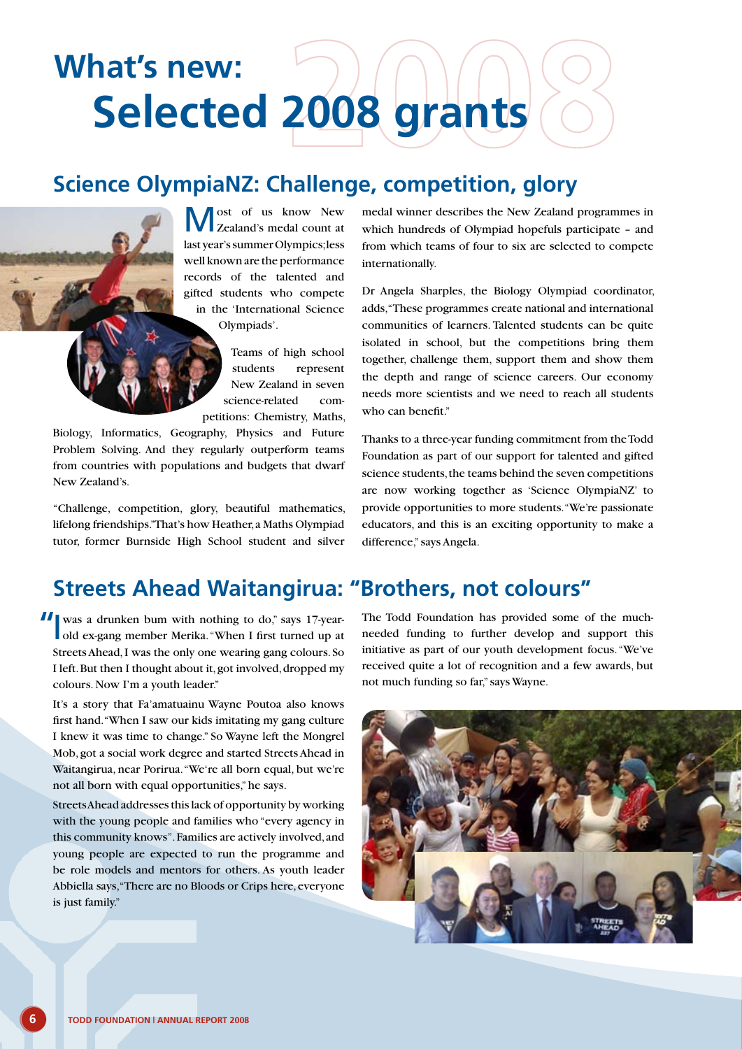# What's new: Selected 2008 grants

## Science OlympiaNZ: Challenge, competition, glory

Most of us know New Zealand's medal count at last year's summer Olympics; less well known are the performance records of the talented and gifted students who compete in the 'International Science Olympiads'.

Teams of high school students represent New Zealand in seven science-related competitions: Chemistry, Maths, Biology, Informatics, Geography, Physics and Future Problem Solving. And they regularly outperform teams from countries with populations and budgets that dwarf New Zealand's.

"Challenge, competition, glory, beautiful mathematics, lifelong friendships." That's how Heather, a Maths Olympiad tutor, former Burnside High School student and silver medal winner describes the New Zealand programmes in which hundreds of Olympiad hopefuls participate – and from which teams of four to six are selected to compete internationally.

Dr Angela Sharples, the Biology Olympiad coordinator, adds, "These programmes create national and international communities of learners. Talented students can be quite isolated in school, but the competitions bring them together, challenge them, support them and show them the depth and range of science careers. Our economy needs more scientists and we need to reach all students who can benefit."

Thanks to a three-year funding commitment from the Todd Foundation as part of our support for talented and gifted science students, the teams behind the seven competitions are now working together as 'Science OlympiaNZ' to provide opportunities to more students. "We're passionate educators, and this is an exciting opportunity to make a difference," says Angela.

## Streets Ahead Waitangirua: "Brothers, not colours"

"I was a drunken bum with nothing to do," says 17-year-old ex-gang member Merika. "When I first turned up at Streets Ahead, I was the only one wearing gang colours. So I left. But then I thought about it, got involved, dropped my colours. Now I'm a youth leader."

It's a story that Fa'amatuainu Wayne Poutoa also knows first hand. "When I saw our kids imitating my gang culture I knew it was time to change." So Wayne left the Mongrel Mob, got a social work degree and started Streets Ahead in Waitangirua, near Porirua. "We're all born equal, but we're not all born with equal opportunities," he says.

Streets Ahead addresses this lack of opportunity by working with the young people and families who "every agency in this community knows". Families are actively involved, and young people are expected to run the programme and be role models and mentors for others. As youth leader Abbiella says, "There are no Bloods or Crips here, everyone is just family."

The Todd Foundation has provided some of the much-needed funding to further develop and support this initiative as part of our youth development focus. "We've received quite a lot of recognition and a few awards, but not much funding so far," says Wayne.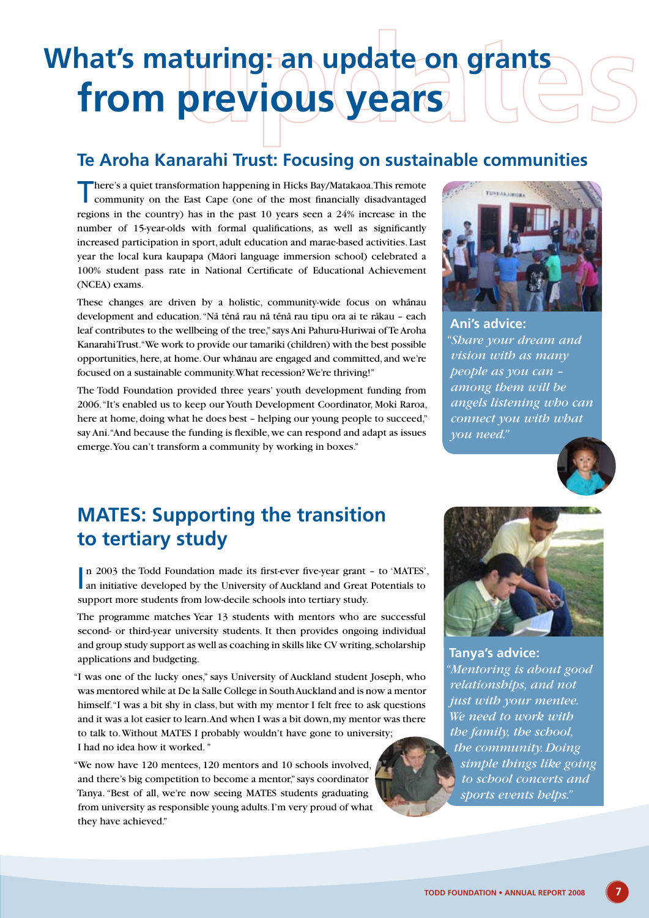# What's maturing: an update on grants from previous years

## Te Aroha Kanarahi Trust: Focusing on sustainable communities

There's a quiet transformation happening in Hicks Bay/Matakaoa. This remote community on the East Cape (one of the most financially disadvantaged regions in the country) has in the past 10 years seen a 24% increase in the number of 15-year-olds with formal qualifications, as well as significantly increased participation in sport, adult education and marae-based activities. Last year the local kura kaupapa (Māori language immersion school) celebrated a 100% student pass rate in National Certificate of Educational Achievement (NCEA) exams.

These changes are driven by a holistic, community-wide focus on whānau development and education. "Nā tēnā rau nā tēnā rau tipu ora ai te rākau – each leaf contributes to the wellbeing of the tree," says Ani Pahuru-Huriwai of Te Aroha Kanarahi Trust. "We work to provide our tamariki (children) with the best possible opportunities, here, at home. Our whānau are engaged and committed, and we're focused on a sustainable community. What recession? We're thriving!"

The Todd Foundation provided three years' youth development funding from 2006. "It's enabled us to keep our Youth Development Coordinator, Moki Raroa, here at home, doing what he does best – helping our young people to succeed," say Ani. "And because the funding is flexible, we can respond and adapt as issues emerge. You can't transform a community by working in boxes."

**Ani's advice:**

*"Share your dream and vision with as many people as you can – among them will be angels listening who can connect you with what you need."*

## MATES: Supporting the transition to tertiary study

In 2003 the Todd Foundation made its first-ever five-year grant – to 'MATES', an initiative developed by the University of Auckland and Great Potentials to support more students from low-decile schools into tertiary study.

The programme matches Year 13 students with mentors who are successful second- or third-year university students. It then provides ongoing individual and group study support as well as coaching in skills like CV writing, scholarship applications and budgeting.

"I was one of the lucky ones," says University of Auckland student Joseph, who was mentored while at De la Salle College in South Auckland and is now a mentor himself. "I was a bit shy in class, but with my mentor I felt free to ask questions and it was a lot easier to learn. And when I was a bit down, my mentor was there to talk to. Without MATES I probably wouldn't have gone to university; I had no idea how it worked."

"We now have 120 mentees, 120 mentors and 10 schools involved, and there's big competition to become a mentor," says coordinator Tanya. "Best of all, we're now seeing MATES students graduating from university as responsible young adults. I'm very proud of what they have achieved."

**Tanya's advice:**

*"Mentoring is about good relationships, and not just with your mentee. We need to work with the family, the school, the community. Doing simple things like going to school concerts and sports events helps."*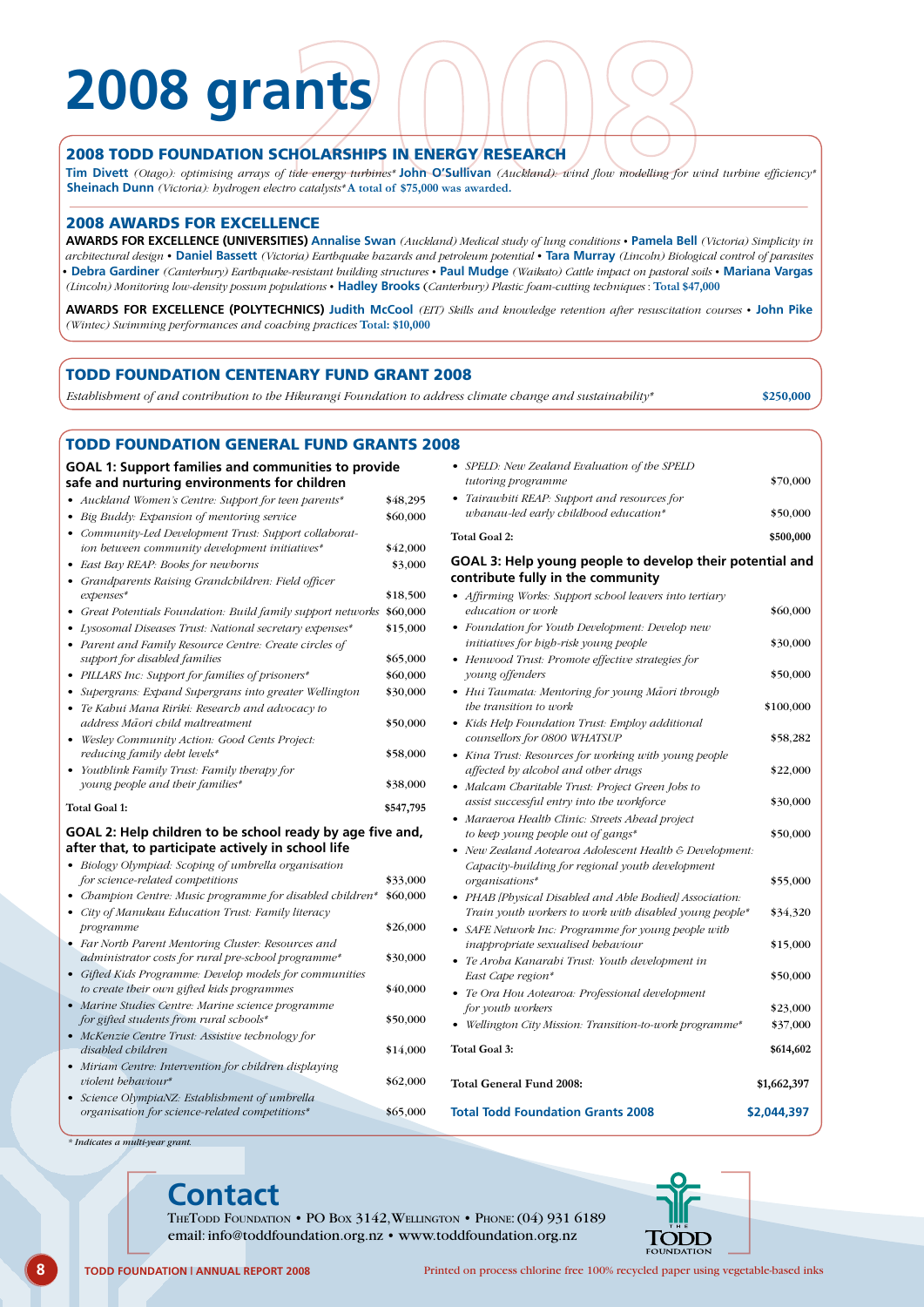# 2008 grants

## 2008 TODD FOUNDATION SCHOLARSHIPS IN ENERGY RESEARCH

**Tim Divett** *(Otago): optimising arrays of tide energy turbines** **John O'Sullivan** *(Auckland): wind flow modelling for wind turbine efficiency** **Sheinach Dunn** *(Victoria): hydrogen electro catalysts** **A total of $75,000 was awarded.**

## 2008 AWARDS FOR EXCELLENCE

**AWARDS FOR EXCELLENCE (UNIVERSITIES)** **Annalise Swan** *(Auckland) Medical study of lung conditions* • **Pamela Bell** *(Victoria) Simplicity in architectural design* • **Daniel Bassett** *(Victoria) Earthquake hazards and petroleum potential* • **Tara Murray** *(Lincoln) Biological control of parasites* • **Debra Gardiner** *(Canterbury) Earthquake-resistant building structures* • **Paul Mudge** *(Waikato) Cattle impact on pastoral soils* • **Mariana Vargas** *(Lincoln) Monitoring low-density possum populations* • **Hadley Brooks** *(Canterbury) Plastic foam-cutting techniques* : **Total $47,000**

**AWARDS FOR EXCELLENCE (POLYTECHNICS)** **Judith McCool** *(EIT) Skills and knowledge retention after resuscitation courses* • **John Pike** *(Wintec) Swimming performances and coaching practices* **Total: $10,000**

## TODD FOUNDATION CENTENARY FUND GRANT 2008

| | |
|---|---|
| *Establishment of and contribution to the Hikurangi Foundation to address climate change and sustainability** | **$250,000** |

## TODD FOUNDATION GENERAL FUND GRANTS 2008

### GOAL 1: Support families and communities to provide safe and nurturing environments for children

| | |
|---|---|
| • *Auckland Women's Centre: Support for teen parents** | $48,295 |
| • *Big Buddy: Expansion of mentoring service* | $60,000 |
| • *Community-Led Development Trust: Support collaboration between community development initiatives** | $42,000 |
| • *East Bay REAP: Books for newborns* | $3,000 |
| • *Grandparents Raising Grandchildren: Field officer expenses** | $18,500 |
| • *Great Potentials Foundation: Build family support networks* | $60,000 |
| • *Lysosomal Diseases Trust: National secretary expenses** | $15,000 |
| • *Parent and Family Resource Centre: Create circles of support for disabled families* | $65,000 |
| • *PILLARS Inc: Support for families of prisoners** | $60,000 |
| • *Supergrans: Expand Supergrans into greater Wellington* | $30,000 |
| • *Te Kahui Mana Ririki: Research and advocacy to address Māori child maltreatment* | $50,000 |
| • *Wesley Community Action: Good Cents Project: reducing family debt levels** | $58,000 |
| • *Youthlink Family Trust: Family therapy for young people and their families** | $38,000 |
| **Total Goal 1:** | **$547,795** |

### GOAL 2: Help children to be school ready by age five and, after that, to participate actively in school life

| | |
|---|---|
| • *Biology Olympiad: Scoping of umbrella organisation for science-related competitions* | $33,000 |
| • *Champion Centre: Music programme for disabled children** | $60,000 |
| • *City of Manukau Education Trust: Family literacy programme* | $26,000 |
| • *Far North Parent Mentoring Cluster: Resources and administrator costs for rural pre-school programme** | $30,000 |
| • *Gifted Kids Programme: Develop models for communities to create their own gifted kids programmes* | $40,000 |
| • *Marine Studies Centre: Marine science programme for gifted students from rural schools** | $50,000 |
| • *McKenzie Centre Trust: Assistive technology for disabled children* | $14,000 |
| • *Miriam Centre: Intervention for children displaying violent behaviour** | $62,000 |
| • *Science OlympiaNZ: Establishment of umbrella organisation for science-related competitions** | $65,000 |
| • *SPELD: New Zealand Evaluation of the SPELD tutoring programme* | $70,000 |
| • *Tairawhiti REAP: Support and resources for whanau-led early childhood education** | $50,000 |
| **Total Goal 2:** | **$500,000** |

### GOAL 3: Help young people to develop their potential and contribute fully in the community

| | |
|---|---|
| • *Affirming Works: Support school leavers into tertiary education or work* | $60,000 |
| • *Foundation for Youth Development: Develop new initiatives for high-risk young people* | $30,000 |
| • *Henwood Trust: Promote effective strategies for young offenders* | $50,000 |
| • *Hui Taumata: Mentoring for young Māori through the transition to work* | $100,000 |
| • *Kids Help Foundation Trust: Employ additional counsellors for 0800 WHATSUP* | $58,282 |
| • *Kina Trust: Resources for working with young people affected by alcohol and other drugs* | $22,000 |
| • *Malcam Charitable Trust: Project Green Jobs to assist successful entry into the workforce* | $30,000 |
| • *Maraeroa Health Clinic: Streets Ahead project to keep young people out of gangs** | $50,000 |
| • *New Zealand Aotearoa Adolescent Health & Development: Capacity-building for regional youth development organisations** | $55,000 |
| • *PHAB [Physical Disabled and Able Bodied] Association: Train youth workers to work with disabled young people** | $34,320 |
| • *SAFE Network Inc: Programme for young people with inappropriate sexualised behaviour* | $15,000 |
| • *Te Aroha Kanarahi Trust: Youth development in East Cape region** | $50,000 |
| • *Te Ora Hou Aotearoa: Professional development for youth workers* | $23,000 |
| • *Wellington City Mission: Transition-to-work programme** | $37,000 |
| **Total Goal 3:** | **$614,602** |

| | |
|---|---|
| **Total General Fund 2008:** | **$1,662,397** |
| **Total Todd Foundation Grants 2008** | **$2,044,397** |

*\* Indicates a multi-year grant.*

## Contact

The Todd Foundation • PO Box 3142, Wellington • Phone: (04) 931 6189
email: info@toddfoundation.org.nz • www.toddfoundation.org.nz

The Todd Foundation

Printed on process chlorine free 100% recycled paper using vegetable-based inks